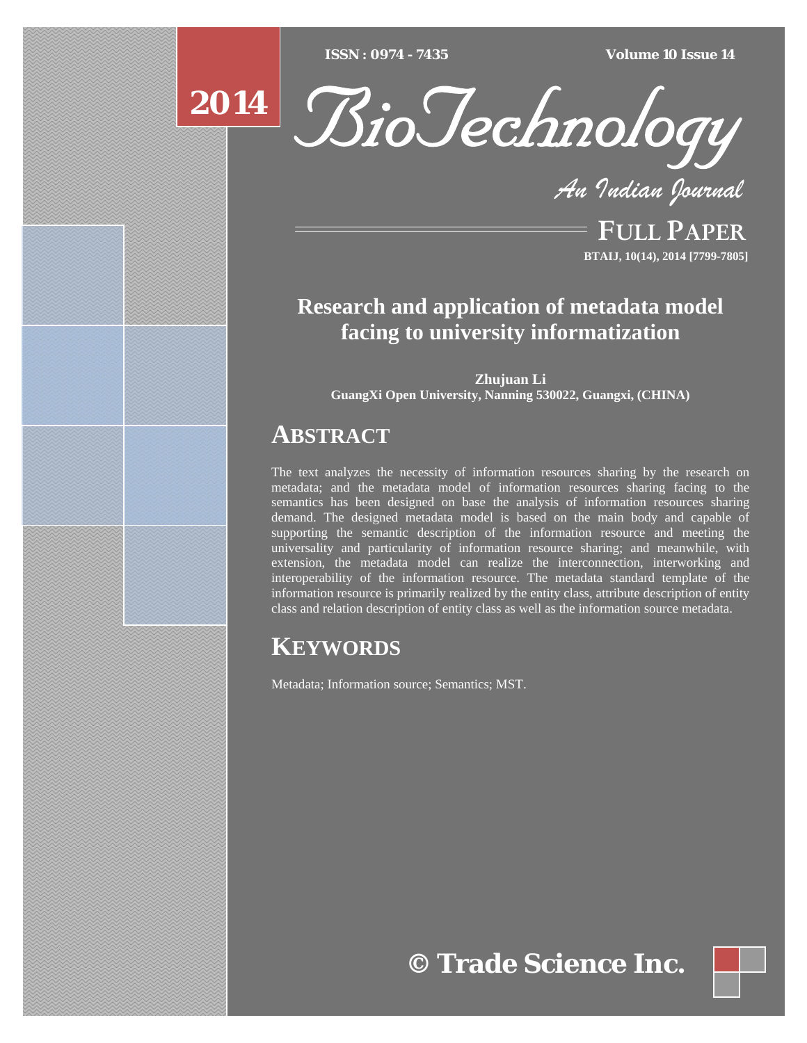# Research and application of metadata model facing to university informatization

**Zhujuan Li**
**GuangXi Open University, Nanning 530022, Guangxi, (CHINA)**

## ABSTRACT

The text analyzes the necessity of information resources sharing by the research on metadata; and the metadata model of information resources sharing facing to the semantics has been designed on base the analysis of information resources sharing demand. The designed metadata model is based on the main body and capable of supporting the semantic description of the information resource and meeting the universality and particularity of information resource sharing; and meanwhile, with extension, the metadata model can realize the interconnection, interworking and interoperability of the information resource. The metadata standard template of the information resource is primarily realized by the entity class, attribute description of entity class and relation description of entity class as well as the information source metadata.

## KEYWORDS

Metadata; Information source; Semantics; MST.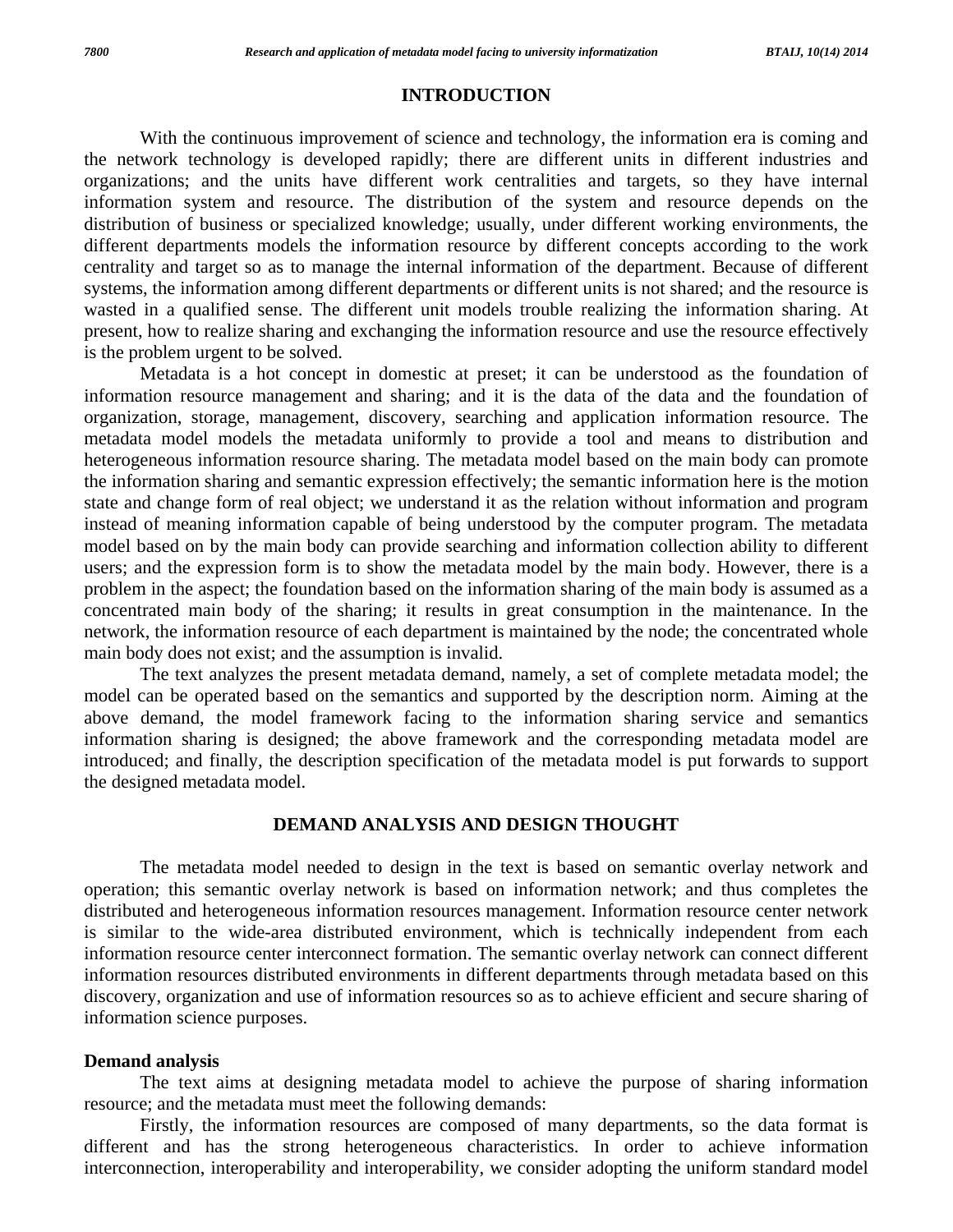## INTRODUCTION

With the continuous improvement of science and technology, the information era is coming and the network technology is developed rapidly; there are different units in different industries and organizations; and the units have different work centralities and targets, so they have internal information system and resource. The distribution of the system and resource depends on the distribution of business or specialized knowledge; usually, under different working environments, the different departments models the information resource by different concepts according to the work centrality and target so as to manage the internal information of the department. Because of different systems, the information among different departments or different units is not shared; and the resource is wasted in a qualified sense. The different unit models trouble realizing the information sharing. At present, how to realize sharing and exchanging the information resource and use the resource effectively is the problem urgent to be solved.

Metadata is a hot concept in domestic at preset; it can be understood as the foundation of information resource management and sharing; and it is the data of the data and the foundation of organization, storage, management, discovery, searching and application information resource. The metadata model models the metadata uniformly to provide a tool and means to distribution and heterogeneous information resource sharing. The metadata model based on the main body can promote the information sharing and semantic expression effectively; the semantic information here is the motion state and change form of real object; we understand it as the relation without information and program instead of meaning information capable of being understood by the computer program. The metadata model based on by the main body can provide searching and information collection ability to different users; and the expression form is to show the metadata model by the main body. However, there is a problem in the aspect; the foundation based on the information sharing of the main body is assumed as a concentrated main body of the sharing; it results in great consumption in the maintenance. In the network, the information resource of each department is maintained by the node; the concentrated whole main body does not exist; and the assumption is invalid.

The text analyzes the present metadata demand, namely, a set of complete metadata model; the model can be operated based on the semantics and supported by the description norm. Aiming at the above demand, the model framework facing to the information sharing service and semantics information sharing is designed; the above framework and the corresponding metadata model are introduced; and finally, the description specification of the metadata model is put forwards to support the designed metadata model.

## DEMAND ANALYSIS AND DESIGN THOUGHT

The metadata model needed to design in the text is based on semantic overlay network and operation; this semantic overlay network is based on information network; and thus completes the distributed and heterogeneous information resources management. Information resource center network is similar to the wide-area distributed environment, which is technically independent from each information resource center interconnect formation. The semantic overlay network can connect different information resources distributed environments in different departments through metadata based on this discovery, organization and use of information resources so as to achieve efficient and secure sharing of information science purposes.

### Demand analysis

The text aims at designing metadata model to achieve the purpose of sharing information resource; and the metadata must meet the following demands:

Firstly, the information resources are composed of many departments, so the data format is different and has the strong heterogeneous characteristics. In order to achieve information interconnection, interoperability and interoperability, we consider adopting the uniform standard model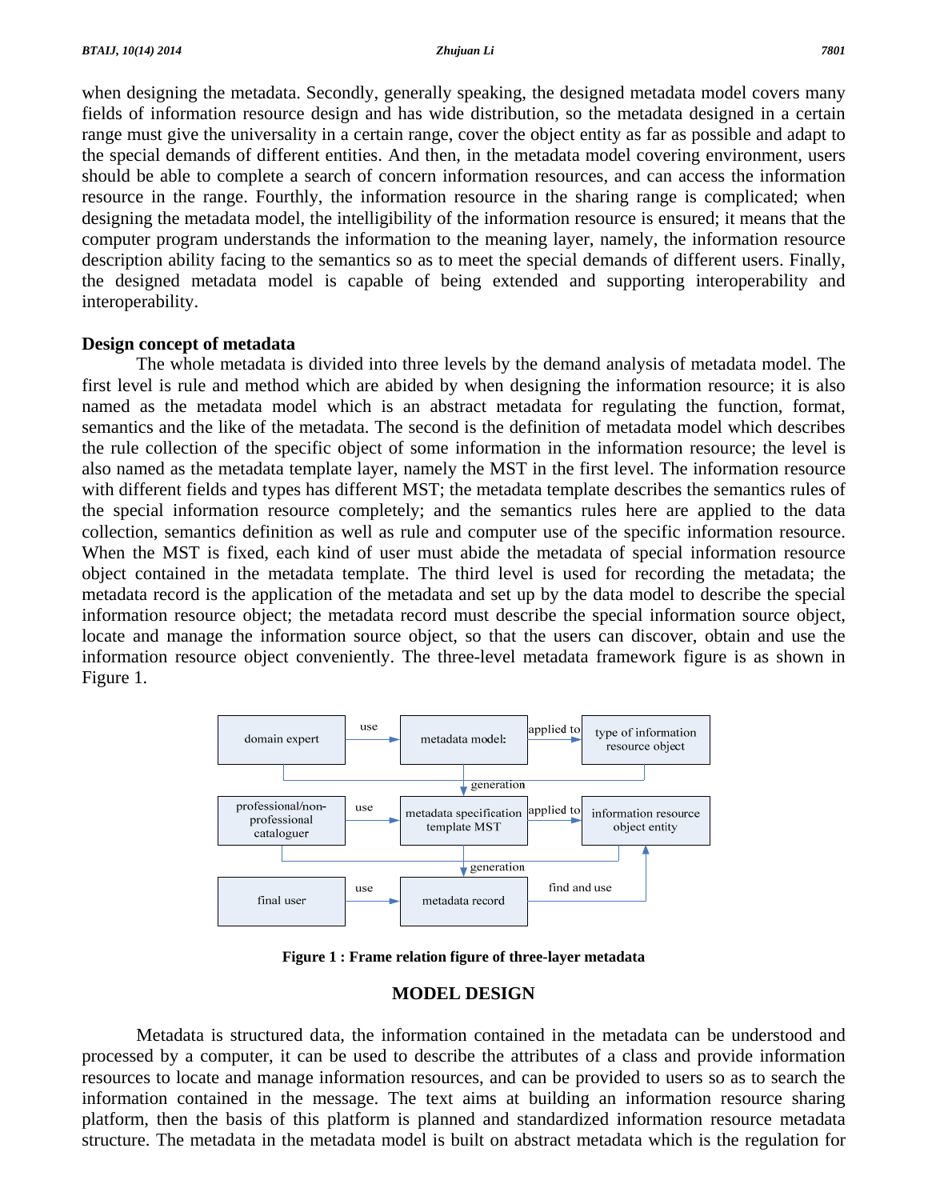when designing the metadata. Secondly, generally speaking, the designed metadata model covers many fields of information resource design and has wide distribution, so the metadata designed in a certain range must give the universality in a certain range, cover the object entity as far as possible and adapt to the special demands of different entities. And then, in the metadata model covering environment, users should be able to complete a search of concern information resources, and can access the information resource in the range. Fourthly, the information resource in the sharing range is complicated; when designing the metadata model, the intelligibility of the information resource is ensured; it means that the computer program understands the information to the meaning layer, namely, the information resource description ability facing to the semantics so as to meet the special demands of different users. Finally, the designed metadata model is capable of being extended and supporting interoperability and interoperability.

## Design concept of metadata

The whole metadata is divided into three levels by the demand analysis of metadata model. The first level is rule and method which are abided by when designing the information resource; it is also named as the metadata model which is an abstract metadata for regulating the function, format, semantics and the like of the metadata. The second is the definition of metadata model which describes the rule collection of the specific object of some information in the information resource; the level is also named as the metadata template layer, namely the MST in the first level. The information resource with different fields and types has different MST; the metadata template describes the semantics rules of the special information resource completely; and the semantics rules here are applied to the data collection, semantics definition as well as rule and computer use of the specific information resource. When the MST is fixed, each kind of user must abide the metadata of special information resource object contained in the metadata template. The third level is used for recording the metadata; the metadata record is the application of the metadata and set up by the data model to describe the special information resource object; the metadata record must describe the special information source object, locate and manage the information source object, so that the users can discover, obtain and use the information resource object conveniently. The three-level metadata framework figure is as shown in Figure 1.

domain expert → use → metadata model → applied to → type of information resource object
(generation)
professional/non-professional cataloguer → use → metadata specification template MST → applied to → information resource object entity
(generation)
final user → use → metadata record → find and use → information resource object entity

**Figure 1 : Frame relation figure of three-layer metadata**

# MODEL DESIGN

Metadata is structured data, the information contained in the metadata can be understood and processed by a computer, it can be used to describe the attributes of a class and provide information resources to locate and manage information resources, and can be provided to users so as to search the information contained in the message. The text aims at building an information resource sharing platform, then the basis of this platform is planned and standardized information resource metadata structure. The metadata in the metadata model is built on abstract metadata which is the regulation for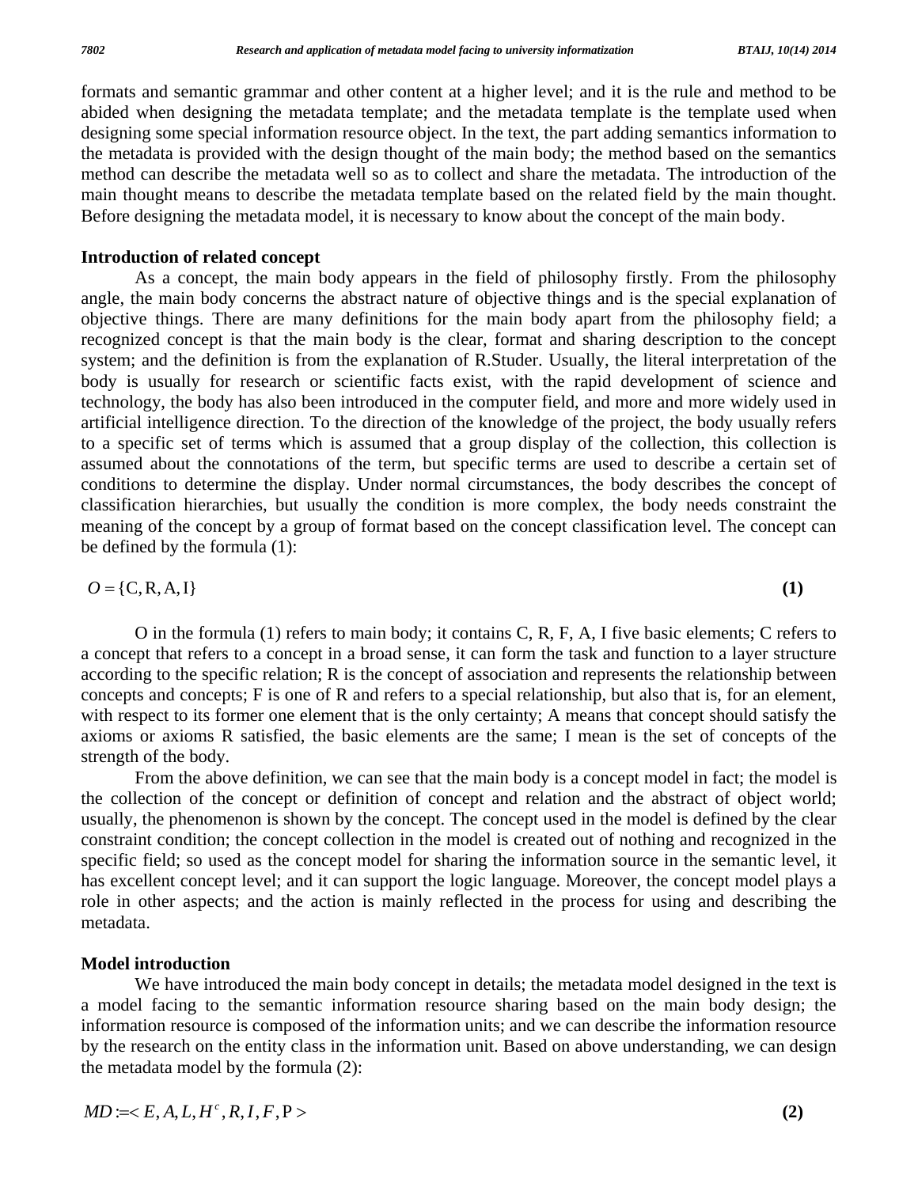formats and semantic grammar and other content at a higher level; and it is the rule and method to be abided when designing the metadata template; and the metadata template is the template used when designing some special information resource object. In the text, the part adding semantics information to the metadata is provided with the design thought of the main body; the method based on the semantics method can describe the metadata well so as to collect and share the metadata. The introduction of the main thought means to describe the metadata template based on the related field by the main thought. Before designing the metadata model, it is necessary to know about the concept of the main body.

**Introduction of related concept**

As a concept, the main body appears in the field of philosophy firstly. From the philosophy angle, the main body concerns the abstract nature of objective things and is the special explanation of objective things. There are many definitions for the main body apart from the philosophy field; a recognized concept is that the main body is the clear, format and sharing description to the concept system; and the definition is from the explanation of R.Studer. Usually, the literal interpretation of the body is usually for research or scientific facts exist, with the rapid development of science and technology, the body has also been introduced in the computer field, and more and more widely used in artificial intelligence direction. To the direction of the knowledge of the project, the body usually refers to a specific set of terms which is assumed that a group display of the collection, this collection is assumed about the connotations of the term, but specific terms are used to describe a certain set of conditions to determine the display. Under normal circumstances, the body describes the concept of classification hierarchies, but usually the condition is more complex, the body needs constraint the meaning of the concept by a group of format based on the concept classification level. The concept can be defined by the formula (1):

$$O = \{C, R, A, I\} \quad \textbf{(1)}$$

O in the formula (1) refers to main body; it contains C, R, F, A, I five basic elements; C refers to a concept that refers to a concept in a broad sense, it can form the task and function to a layer structure according to the specific relation; R is the concept of association and represents the relationship between concepts and concepts; F is one of R and refers to a special relationship, but also that is, for an element, with respect to its former one element that is the only certainty; A means that concept should satisfy the axioms or axioms R satisfied, the basic elements are the same; I mean is the set of concepts of the strength of the body.

From the above definition, we can see that the main body is a concept model in fact; the model is the collection of the concept or definition of concept and relation and the abstract of object world; usually, the phenomenon is shown by the concept. The concept used in the model is defined by the clear constraint condition; the concept collection in the model is created out of nothing and recognized in the specific field; so used as the concept model for sharing the information source in the semantic level, it has excellent concept level; and it can support the logic language. Moreover, the concept model plays a role in other aspects; and the action is mainly reflected in the process for using and describing the metadata.

**Model introduction**

We have introduced the main body concept in details; the metadata model designed in the text is a model facing to the semantic information resource sharing based on the main body design; the information resource is composed of the information units; and we can describe the information resource by the research on the entity class in the information unit. Based on above understanding, we can design the metadata model by the formula (2):

$$MD := < E, A, L, H^c, R, I, F, P > \quad \textbf{(2)}$$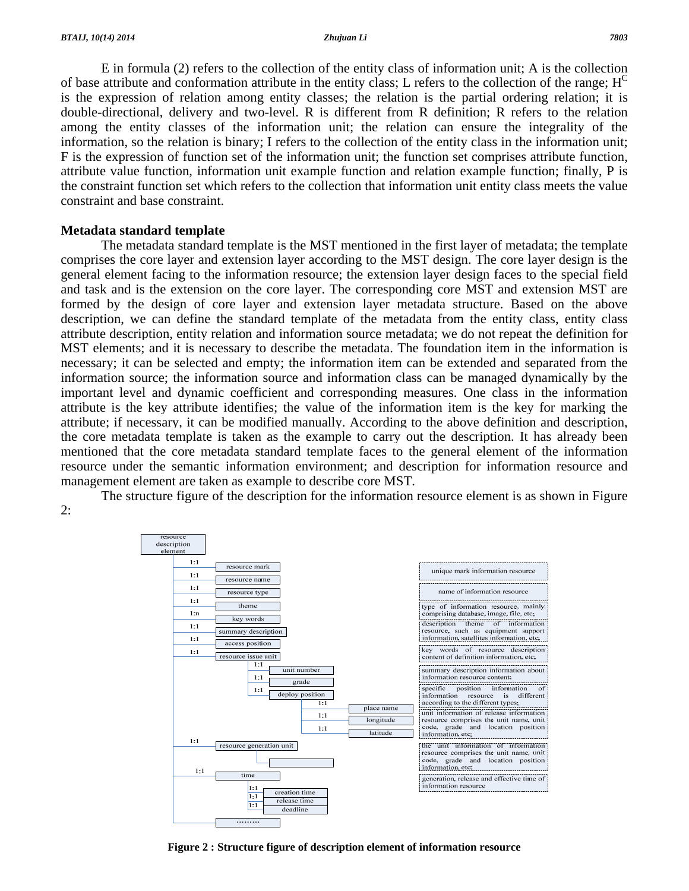E in formula (2) refers to the collection of the entity class of information unit; A is the collection of base attribute and conformation attribute in the entity class; L refers to the collection of the range; $H^C$ is the expression of relation among entity classes; the relation is the partial ordering relation; it is double-directional, delivery and two-level. R is different from R definition; R refers to the relation among the entity classes of the information unit; the relation can ensure the integrality of the information, so the relation is binary; I refers to the collection of the entity class in the information unit; F is the expression of function set of the information unit; the function set comprises attribute function, attribute value function, information unit example function and relation example function; finally, P is the constraint function set which refers to the collection that information unit entity class meets the value constraint and base constraint.

## Metadata standard template

The metadata standard template is the MST mentioned in the first layer of metadata; the template comprises the core layer and extension layer according to the MST design. The core layer design is the general element facing to the information resource; the extension layer design faces to the special field and task and is the extension on the core layer. The corresponding core MST and extension MST are formed by the design of core layer and extension layer metadata structure. Based on the above description, we can define the standard template of the metadata from the entity class, entity class attribute description, entity relation and information source metadata; we do not repeat the definition for MST elements; and it is necessary to describe the metadata. The foundation item in the information is necessary; it can be selected and empty; the information item can be extended and separated from the information source; the information source and information class can be managed dynamically by the important level and dynamic coefficient and corresponding measures. One class in the information attribute is the key attribute identifies; the value of the information item is the key for marking the attribute; if necessary, it can be modified manually. According to the above definition and description, the core metadata template is taken as the example to carry out the description. It has already been mentioned that the core metadata standard template faces to the general element of the information resource under the semantic information environment; and description for information resource and management element are taken as example to describe core MST.

The structure figure of the description for the information resource element is as shown in Figure 2:

**Figure 2 : Structure figure of description element of information resource**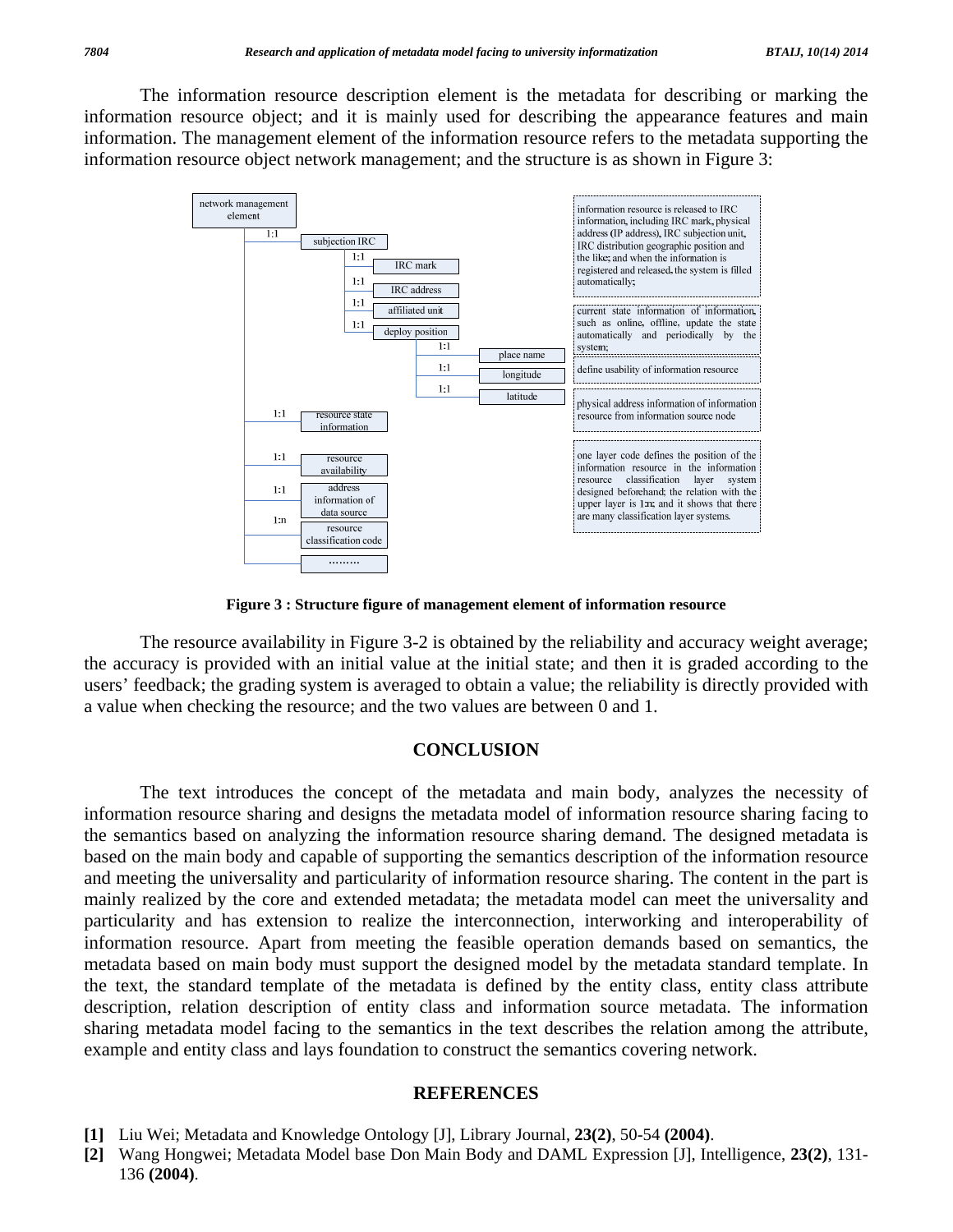The information resource description element is the metadata for describing or marking the information resource object; and it is mainly used for describing the appearance features and main information. The management element of the information resource refers to the metadata supporting the information resource object network management; and the structure is as shown in Figure 3:

network management element
- 1:1 subjection IRC
  - 1:1 IRC mark
  - 1:1 IRC address
  - 1:1 affiliated unit
  - 1:1 deploy position
    - 1:1 place name
    - 1:1 longitude
    - 1:1 latitude
- 1:1 resource state information
- 1:1 resource availability
- 1:1 address information of data source
- 1:n resource classification code
- ………

information resource is released to IRC information, including IRC mark, physical address (IP address), IRC subjection unit, IRC distribution geographic position and the like; and when the information is registered and released, the system is filled automatically;

current state information of information, such as online, offline, update the state automatically and periodically by the system;

define usability of information resource

physical address information of information resource from information source node

one layer code defines the position of the information resource in the information resource classification layer system designed beforehand; the relation with the upper layer is 1:n; and it shows that there are many classification layer systems.

**Figure 3 : Structure figure of management element of information resource**

The resource availability in Figure 3-2 is obtained by the reliability and accuracy weight average; the accuracy is provided with an initial value at the initial state; and then it is graded according to the users' feedback; the grading system is averaged to obtain a value; the reliability is directly provided with a value when checking the resource; and the two values are between 0 and 1.

## CONCLUSION

The text introduces the concept of the metadata and main body, analyzes the necessity of information resource sharing and designs the metadata model of information resource sharing facing to the semantics based on analyzing the information resource sharing demand. The designed metadata is based on the main body and capable of supporting the semantics description of the information resource and meeting the universality and particularity of information resource sharing. The content in the part is mainly realized by the core and extended metadata; the metadata model can meet the universality and particularity and has extension to realize the interconnection, interworking and interoperability of information resource. Apart from meeting the feasible operation demands based on semantics, the metadata based on main body must support the designed model by the metadata standard template. In the text, the standard template of the metadata is defined by the entity class, entity class attribute description, relation description of entity class and information source metadata. The information sharing metadata model facing to the semantics in the text describes the relation among the attribute, example and entity class and lays foundation to construct the semantics covering network.

## REFERENCES

**[1]** Liu Wei; Metadata and Knowledge Ontology [J], Library Journal, **23(2)**, 50-54 **(2004)**.

**[2]** Wang Hongwei; Metadata Model base Don Main Body and DAML Expression [J], Intelligence, **23(2)**, 131-136 **(2004)**.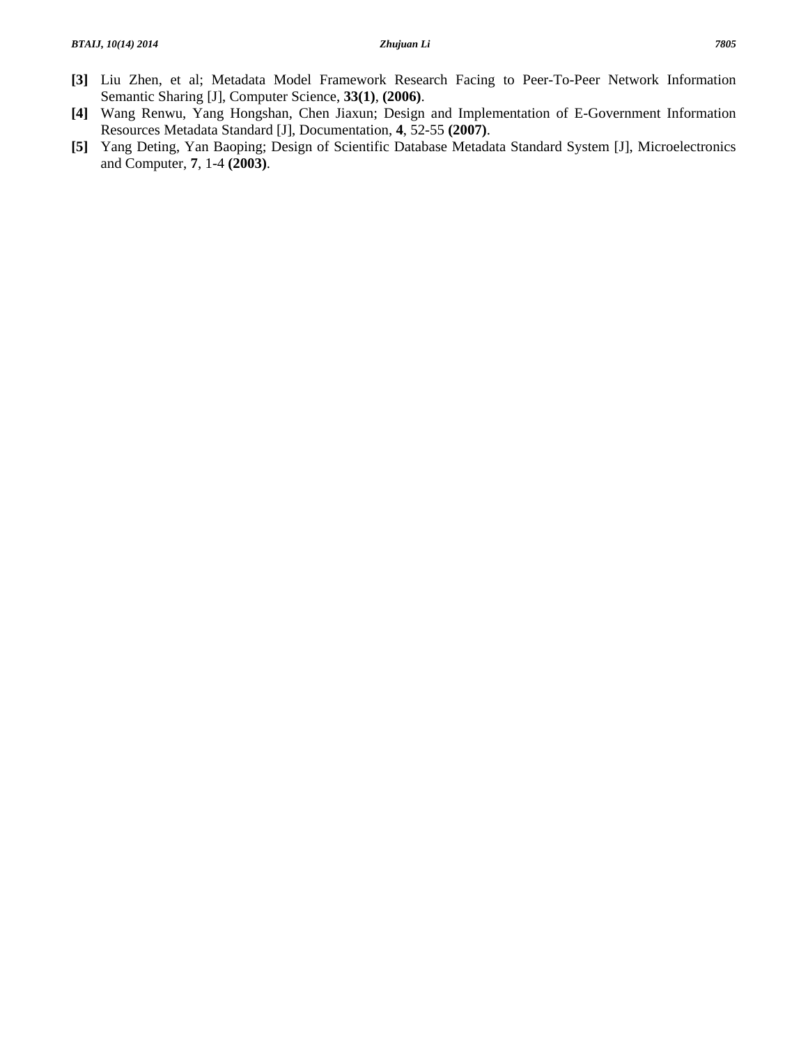**[3]** Liu Zhen, et al; Metadata Model Framework Research Facing to Peer-To-Peer Network Information Semantic Sharing [J], Computer Science, **33(1)**, **(2006)**.

**[4]** Wang Renwu, Yang Hongshan, Chen Jiaxun; Design and Implementation of E-Government Information Resources Metadata Standard [J], Documentation, **4**, 52-55 **(2007)**.

**[5]** Yang Deting, Yan Baoping; Design of Scientific Database Metadata Standard System [J], Microelectronics and Computer, **7**, 1-4 **(2003)**.